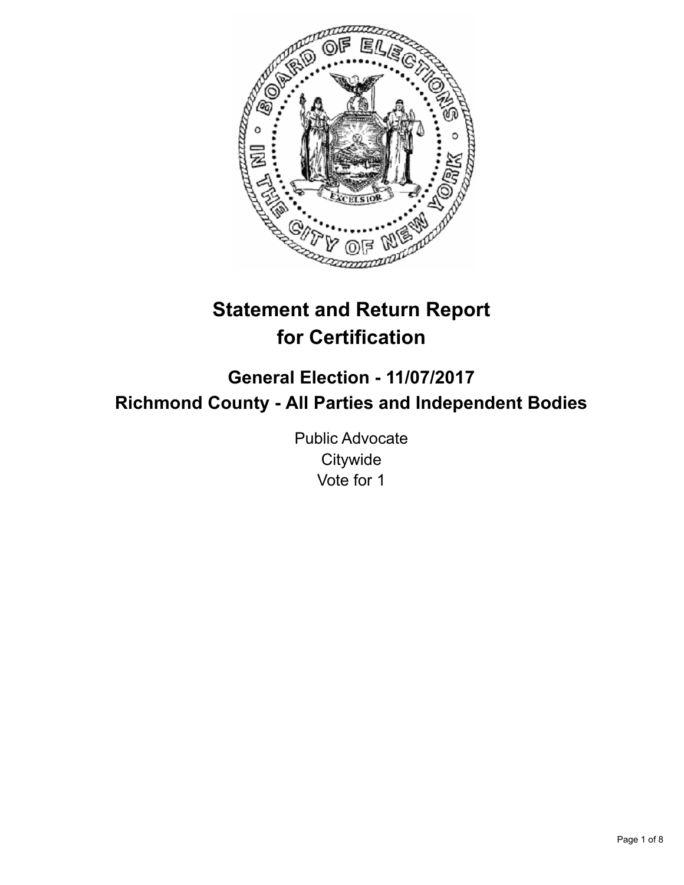# Statement and Return Report for Certification

## General Election - 11/07/2017
## Richmond County - All Parties and Independent Bodies

Public Advocate
Citywide
Vote for 1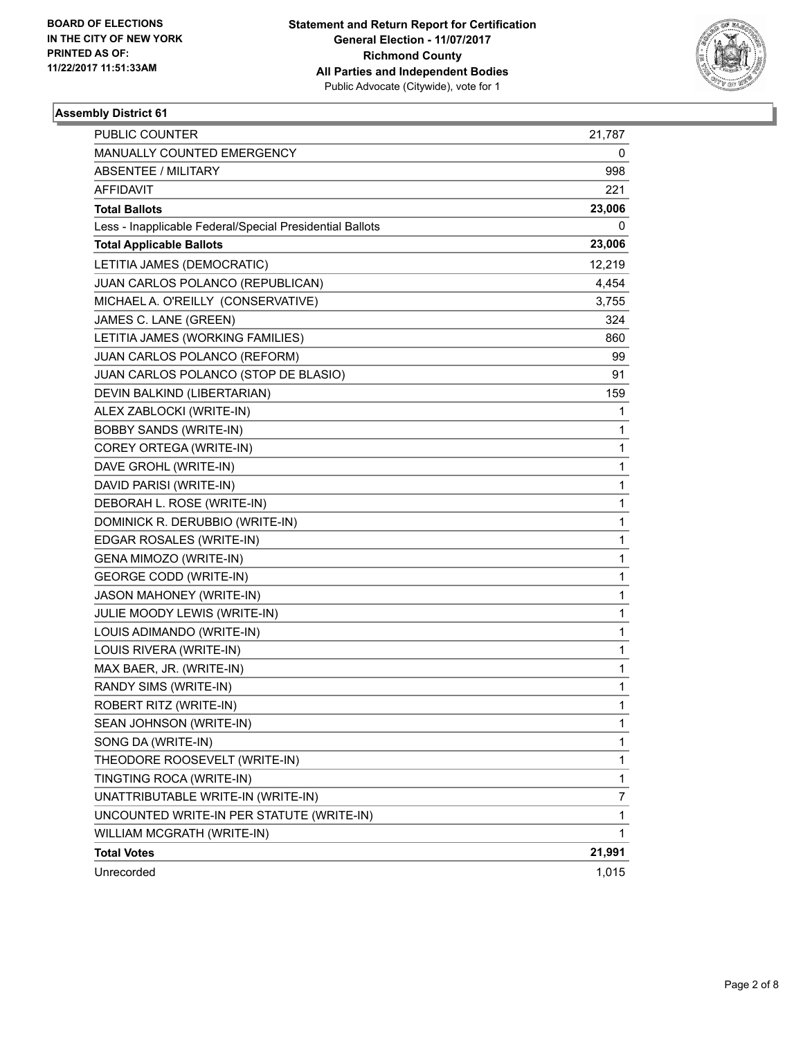BOARD OF ELECTIONS
IN THE CITY OF NEW YORK
PRINTED AS OF:
11/22/2017 11:51:33AM

**Statement and Return Report for Certification**
**General Election - 11/07/2017**
**Richmond County**
**All Parties and Independent Bodies**
Public Advocate (Citywide), vote for 1

## Assembly District 61

| | |
|---|---|
| PUBLIC COUNTER | 21,787 |
| MANUALLY COUNTED EMERGENCY | 0 |
| ABSENTEE / MILITARY | 998 |
| AFFIDAVIT | 221 |
| **Total Ballots** | **23,006** |
| Less - Inapplicable Federal/Special Presidential Ballots | 0 |
| **Total Applicable Ballots** | **23,006** |
| LETITIA JAMES (DEMOCRATIC) | 12,219 |
| JUAN CARLOS POLANCO (REPUBLICAN) | 4,454 |
| MICHAEL A. O'REILLY (CONSERVATIVE) | 3,755 |
| JAMES C. LANE (GREEN) | 324 |
| LETITIA JAMES (WORKING FAMILIES) | 860 |
| JUAN CARLOS POLANCO (REFORM) | 99 |
| JUAN CARLOS POLANCO (STOP DE BLASIO) | 91 |
| DEVIN BALKIND (LIBERTARIAN) | 159 |
| ALEX ZABLOCKI (WRITE-IN) | 1 |
| BOBBY SANDS (WRITE-IN) | 1 |
| COREY ORTEGA (WRITE-IN) | 1 |
| DAVE GROHL (WRITE-IN) | 1 |
| DAVID PARISI (WRITE-IN) | 1 |
| DEBORAH L. ROSE (WRITE-IN) | 1 |
| DOMINICK R. DERUBBIO (WRITE-IN) | 1 |
| EDGAR ROSALES (WRITE-IN) | 1 |
| GENA MIMOZO (WRITE-IN) | 1 |
| GEORGE CODD (WRITE-IN) | 1 |
| JASON MAHONEY (WRITE-IN) | 1 |
| JULIE MOODY LEWIS (WRITE-IN) | 1 |
| LOUIS ADIMANDO (WRITE-IN) | 1 |
| LOUIS RIVERA (WRITE-IN) | 1 |
| MAX BAER, JR. (WRITE-IN) | 1 |
| RANDY SIMS (WRITE-IN) | 1 |
| ROBERT RITZ (WRITE-IN) | 1 |
| SEAN JOHNSON (WRITE-IN) | 1 |
| SONG DA (WRITE-IN) | 1 |
| THEODORE ROOSEVELT (WRITE-IN) | 1 |
| TINGTING ROCA (WRITE-IN) | 1 |
| UNATTRIBUTABLE WRITE-IN (WRITE-IN) | 7 |
| UNCOUNTED WRITE-IN PER STATUTE (WRITE-IN) | 1 |
| WILLIAM MCGRATH (WRITE-IN) | 1 |
| **Total Votes** | **21,991** |
| Unrecorded | 1,015 |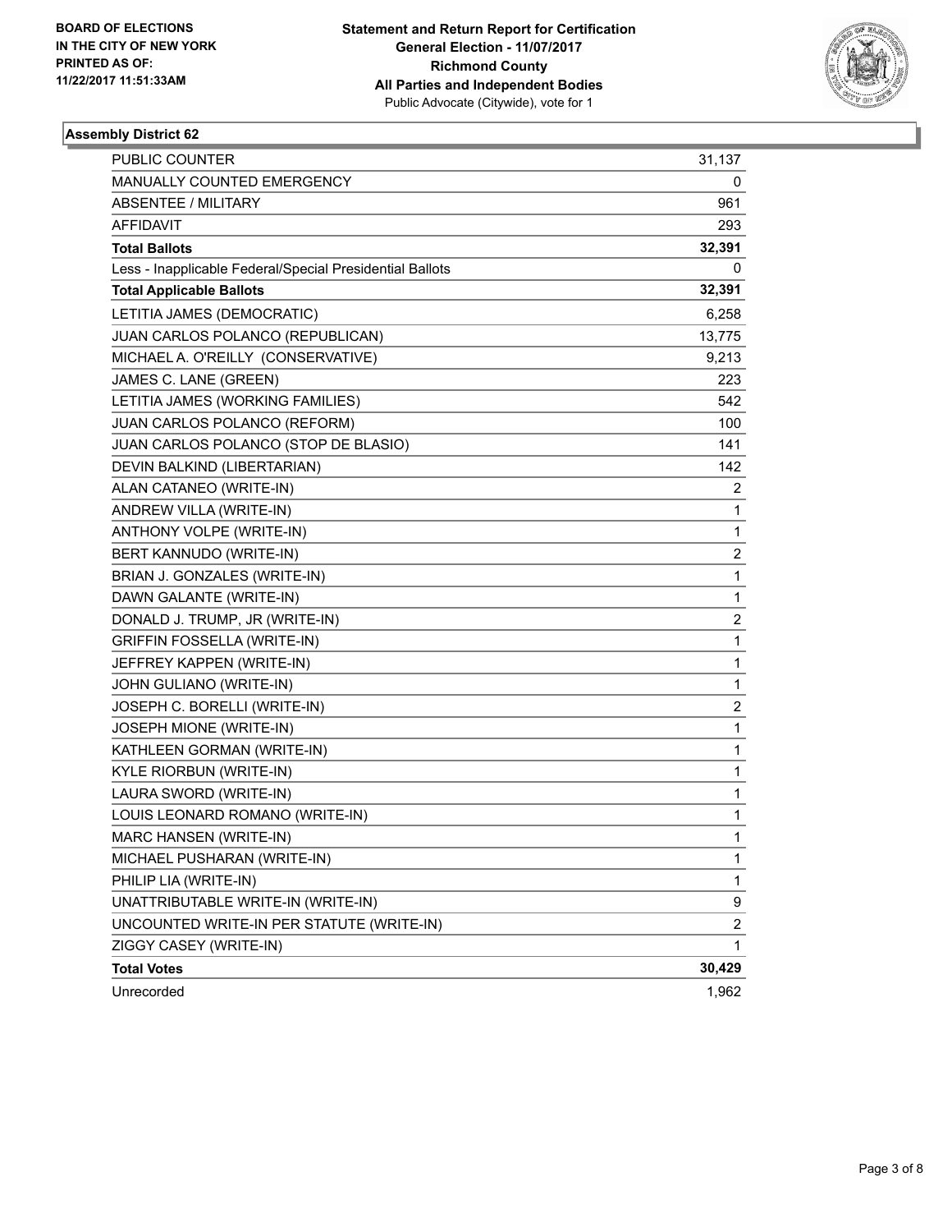BOARD OF ELECTIONS
IN THE CITY OF NEW YORK
PRINTED AS OF:
11/22/2017 11:51:33AM

**Statement and Return Report for Certification**
**General Election - 11/07/2017**
**Richmond County**
**All Parties and Independent Bodies**
Public Advocate (Citywide), vote for 1

### Assembly District 62

| | |
|---|---|
| PUBLIC COUNTER | 31,137 |
| MANUALLY COUNTED EMERGENCY | 0 |
| ABSENTEE / MILITARY | 961 |
| AFFIDAVIT | 293 |
| **Total Ballots** | **32,391** |
| Less - Inapplicable Federal/Special Presidential Ballots | 0 |
| **Total Applicable Ballots** | **32,391** |
| LETITIA JAMES (DEMOCRATIC) | 6,258 |
| JUAN CARLOS POLANCO (REPUBLICAN) | 13,775 |
| MICHAEL A. O'REILLY (CONSERVATIVE) | 9,213 |
| JAMES C. LANE (GREEN) | 223 |
| LETITIA JAMES (WORKING FAMILIES) | 542 |
| JUAN CARLOS POLANCO (REFORM) | 100 |
| JUAN CARLOS POLANCO (STOP DE BLASIO) | 141 |
| DEVIN BALKIND (LIBERTARIAN) | 142 |
| ALAN CATANEO (WRITE-IN) | 2 |
| ANDREW VILLA (WRITE-IN) | 1 |
| ANTHONY VOLPE (WRITE-IN) | 1 |
| BERT KANNUDO (WRITE-IN) | 2 |
| BRIAN J. GONZALES (WRITE-IN) | 1 |
| DAWN GALANTE (WRITE-IN) | 1 |
| DONALD J. TRUMP, JR (WRITE-IN) | 2 |
| GRIFFIN FOSSELLA (WRITE-IN) | 1 |
| JEFFREY KAPPEN (WRITE-IN) | 1 |
| JOHN GULIANO (WRITE-IN) | 1 |
| JOSEPH C. BORELLI (WRITE-IN) | 2 |
| JOSEPH MIONE (WRITE-IN) | 1 |
| KATHLEEN GORMAN (WRITE-IN) | 1 |
| KYLE RIORBUN (WRITE-IN) | 1 |
| LAURA SWORD (WRITE-IN) | 1 |
| LOUIS LEONARD ROMANO (WRITE-IN) | 1 |
| MARC HANSEN (WRITE-IN) | 1 |
| MICHAEL PUSHARAN (WRITE-IN) | 1 |
| PHILIP LIA (WRITE-IN) | 1 |
| UNATTRIBUTABLE WRITE-IN (WRITE-IN) | 9 |
| UNCOUNTED WRITE-IN PER STATUTE (WRITE-IN) | 2 |
| ZIGGY CASEY (WRITE-IN) | 1 |
| **Total Votes** | **30,429** |
| Unrecorded | 1,962 |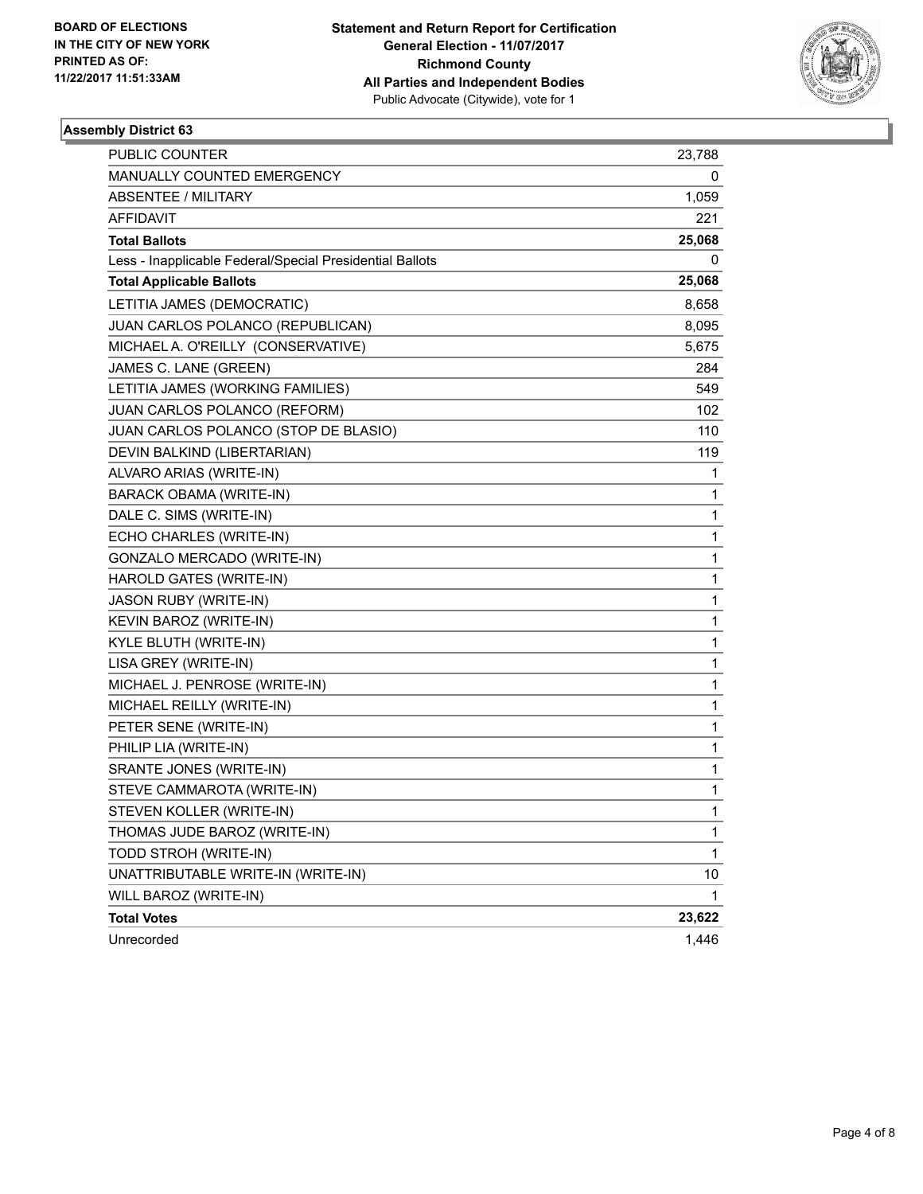BOARD OF ELECTIONS
IN THE CITY OF NEW YORK
PRINTED AS OF:
11/22/2017 11:51:33AM

**Statement and Return Report for Certification**
**General Election - 11/07/2017**
**Richmond County**
**All Parties and Independent Bodies**
Public Advocate (Citywide), vote for 1

### Assembly District 63

| | |
|---|---|
| PUBLIC COUNTER | 23,788 |
| MANUALLY COUNTED EMERGENCY | 0 |
| ABSENTEE / MILITARY | 1,059 |
| AFFIDAVIT | 221 |
| **Total Ballots** | **25,068** |
| Less - Inapplicable Federal/Special Presidential Ballots | 0 |
| **Total Applicable Ballots** | **25,068** |
| LETITIA JAMES (DEMOCRATIC) | 8,658 |
| JUAN CARLOS POLANCO (REPUBLICAN) | 8,095 |
| MICHAEL A. O'REILLY (CONSERVATIVE) | 5,675 |
| JAMES C. LANE (GREEN) | 284 |
| LETITIA JAMES (WORKING FAMILIES) | 549 |
| JUAN CARLOS POLANCO (REFORM) | 102 |
| JUAN CARLOS POLANCO (STOP DE BLASIO) | 110 |
| DEVIN BALKIND (LIBERTARIAN) | 119 |
| ALVARO ARIAS (WRITE-IN) | 1 |
| BARACK OBAMA (WRITE-IN) | 1 |
| DALE C. SIMS (WRITE-IN) | 1 |
| ECHO CHARLES (WRITE-IN) | 1 |
| GONZALO MERCADO (WRITE-IN) | 1 |
| HAROLD GATES (WRITE-IN) | 1 |
| JASON RUBY (WRITE-IN) | 1 |
| KEVIN BAROZ (WRITE-IN) | 1 |
| KYLE BLUTH (WRITE-IN) | 1 |
| LISA GREY (WRITE-IN) | 1 |
| MICHAEL J. PENROSE (WRITE-IN) | 1 |
| MICHAEL REILLY (WRITE-IN) | 1 |
| PETER SENE (WRITE-IN) | 1 |
| PHILIP LIA (WRITE-IN) | 1 |
| SRANTE JONES (WRITE-IN) | 1 |
| STEVE CAMMAROTA (WRITE-IN) | 1 |
| STEVEN KOLLER (WRITE-IN) | 1 |
| THOMAS JUDE BAROZ (WRITE-IN) | 1 |
| TODD STROH (WRITE-IN) | 1 |
| UNATTRIBUTABLE WRITE-IN (WRITE-IN) | 10 |
| WILL BAROZ (WRITE-IN) | 1 |
| **Total Votes** | **23,622** |
| Unrecorded | 1,446 |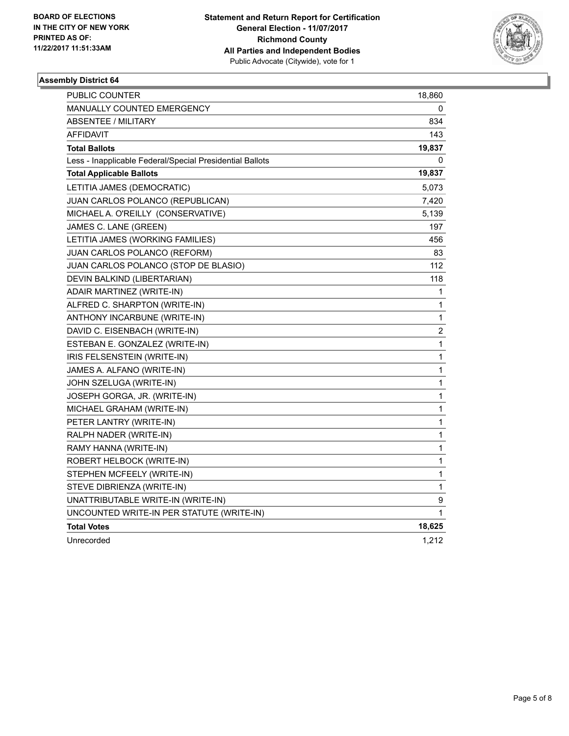BOARD OF ELECTIONS
IN THE CITY OF NEW YORK
PRINTED AS OF:
11/22/2017 11:51:33AM

**Statement and Return Report for Certification**
**General Election - 11/07/2017**
**Richmond County**
**All Parties and Independent Bodies**
Public Advocate (Citywide), vote for 1

### Assembly District 64

| | |
|---|---|
| PUBLIC COUNTER | 18,860 |
| MANUALLY COUNTED EMERGENCY | 0 |
| ABSENTEE / MILITARY | 834 |
| AFFIDAVIT | 143 |
| **Total Ballots** | **19,837** |
| Less - Inapplicable Federal/Special Presidential Ballots | 0 |
| **Total Applicable Ballots** | **19,837** |
| LETITIA JAMES (DEMOCRATIC) | 5,073 |
| JUAN CARLOS POLANCO (REPUBLICAN) | 7,420 |
| MICHAEL A. O'REILLY (CONSERVATIVE) | 5,139 |
| JAMES C. LANE (GREEN) | 197 |
| LETITIA JAMES (WORKING FAMILIES) | 456 |
| JUAN CARLOS POLANCO (REFORM) | 83 |
| JUAN CARLOS POLANCO (STOP DE BLASIO) | 112 |
| DEVIN BALKIND (LIBERTARIAN) | 118 |
| ADAIR MARTINEZ (WRITE-IN) | 1 |
| ALFRED C. SHARPTON (WRITE-IN) | 1 |
| ANTHONY INCARBUNE (WRITE-IN) | 1 |
| DAVID C. EISENBACH (WRITE-IN) | 2 |
| ESTEBAN E. GONZALEZ (WRITE-IN) | 1 |
| IRIS FELSENSTEIN (WRITE-IN) | 1 |
| JAMES A. ALFANO (WRITE-IN) | 1 |
| JOHN SZELUGA (WRITE-IN) | 1 |
| JOSEPH GORGA, JR. (WRITE-IN) | 1 |
| MICHAEL GRAHAM (WRITE-IN) | 1 |
| PETER LANTRY (WRITE-IN) | 1 |
| RALPH NADER (WRITE-IN) | 1 |
| RAMY HANNA (WRITE-IN) | 1 |
| ROBERT HELBOCK (WRITE-IN) | 1 |
| STEPHEN MCFEELY (WRITE-IN) | 1 |
| STEVE DIBRIENZA (WRITE-IN) | 1 |
| UNATTRIBUTABLE WRITE-IN (WRITE-IN) | 9 |
| UNCOUNTED WRITE-IN PER STATUTE (WRITE-IN) | 1 |
| **Total Votes** | **18,625** |
| Unrecorded | 1,212 |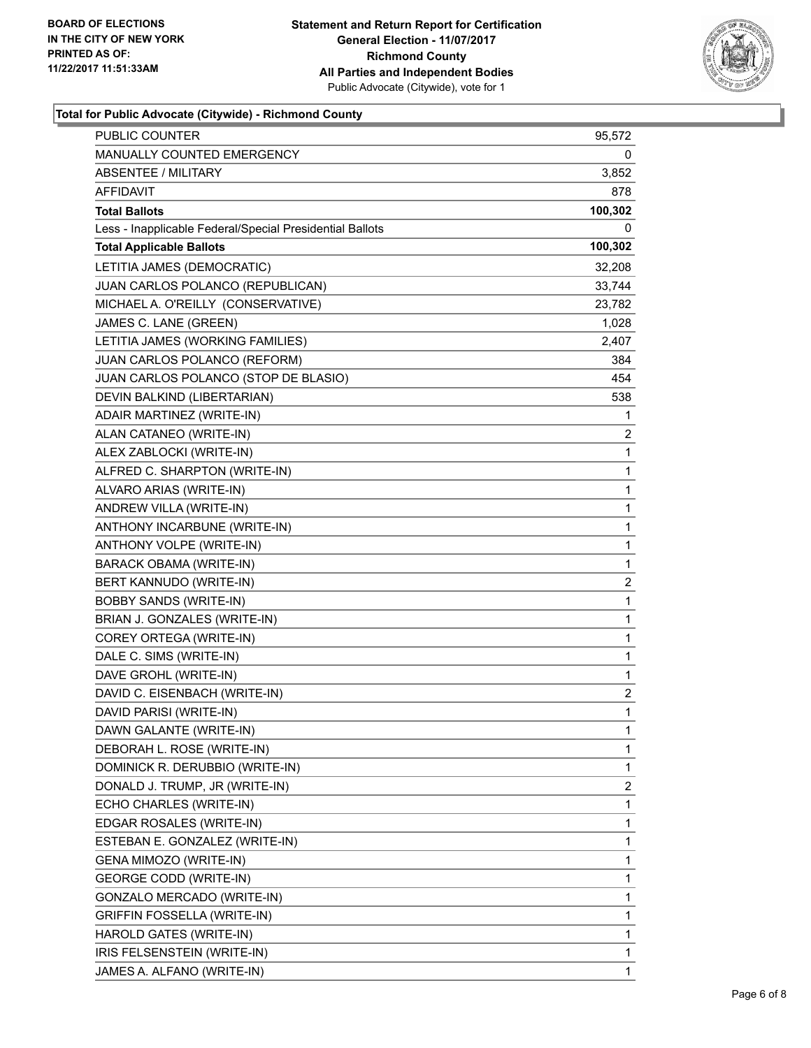BOARD OF ELECTIONS
IN THE CITY OF NEW YORK
PRINTED AS OF:
11/22/2017 11:51:33AM

**Statement and Return Report for Certification**
**General Election - 11/07/2017**
**Richmond County**
**All Parties and Independent Bodies**
Public Advocate (Citywide), vote for 1

### Total for Public Advocate (Citywide) - Richmond County

| | |
|---|---|
| PUBLIC COUNTER | 95,572 |
| MANUALLY COUNTED EMERGENCY | 0 |
| ABSENTEE / MILITARY | 3,852 |
| AFFIDAVIT | 878 |
| **Total Ballots** | **100,302** |
| Less - Inapplicable Federal/Special Presidential Ballots | 0 |
| **Total Applicable Ballots** | **100,302** |
| LETITIA JAMES (DEMOCRATIC) | 32,208 |
| JUAN CARLOS POLANCO (REPUBLICAN) | 33,744 |
| MICHAEL A. O'REILLY (CONSERVATIVE) | 23,782 |
| JAMES C. LANE (GREEN) | 1,028 |
| LETITIA JAMES (WORKING FAMILIES) | 2,407 |
| JUAN CARLOS POLANCO (REFORM) | 384 |
| JUAN CARLOS POLANCO (STOP DE BLASIO) | 454 |
| DEVIN BALKIND (LIBERTARIAN) | 538 |
| ADAIR MARTINEZ (WRITE-IN) | 1 |
| ALAN CATANEO (WRITE-IN) | 2 |
| ALEX ZABLOCKI (WRITE-IN) | 1 |
| ALFRED C. SHARPTON (WRITE-IN) | 1 |
| ALVARO ARIAS (WRITE-IN) | 1 |
| ANDREW VILLA (WRITE-IN) | 1 |
| ANTHONY INCARBUNE (WRITE-IN) | 1 |
| ANTHONY VOLPE (WRITE-IN) | 1 |
| BARACK OBAMA (WRITE-IN) | 1 |
| BERT KANNUDO (WRITE-IN) | 2 |
| BOBBY SANDS (WRITE-IN) | 1 |
| BRIAN J. GONZALES (WRITE-IN) | 1 |
| COREY ORTEGA (WRITE-IN) | 1 |
| DALE C. SIMS (WRITE-IN) | 1 |
| DAVE GROHL (WRITE-IN) | 1 |
| DAVID C. EISENBACH (WRITE-IN) | 2 |
| DAVID PARISI (WRITE-IN) | 1 |
| DAWN GALANTE (WRITE-IN) | 1 |
| DEBORAH L. ROSE (WRITE-IN) | 1 |
| DOMINICK R. DERUBBIO (WRITE-IN) | 1 |
| DONALD J. TRUMP, JR (WRITE-IN) | 2 |
| ECHO CHARLES (WRITE-IN) | 1 |
| EDGAR ROSALES (WRITE-IN) | 1 |
| ESTEBAN E. GONZALEZ (WRITE-IN) | 1 |
| GENA MIMOZO (WRITE-IN) | 1 |
| GEORGE CODD (WRITE-IN) | 1 |
| GONZALO MERCADO (WRITE-IN) | 1 |
| GRIFFIN FOSSELLA (WRITE-IN) | 1 |
| HAROLD GATES (WRITE-IN) | 1 |
| IRIS FELSENSTEIN (WRITE-IN) | 1 |
| JAMES A. ALFANO (WRITE-IN) | 1 |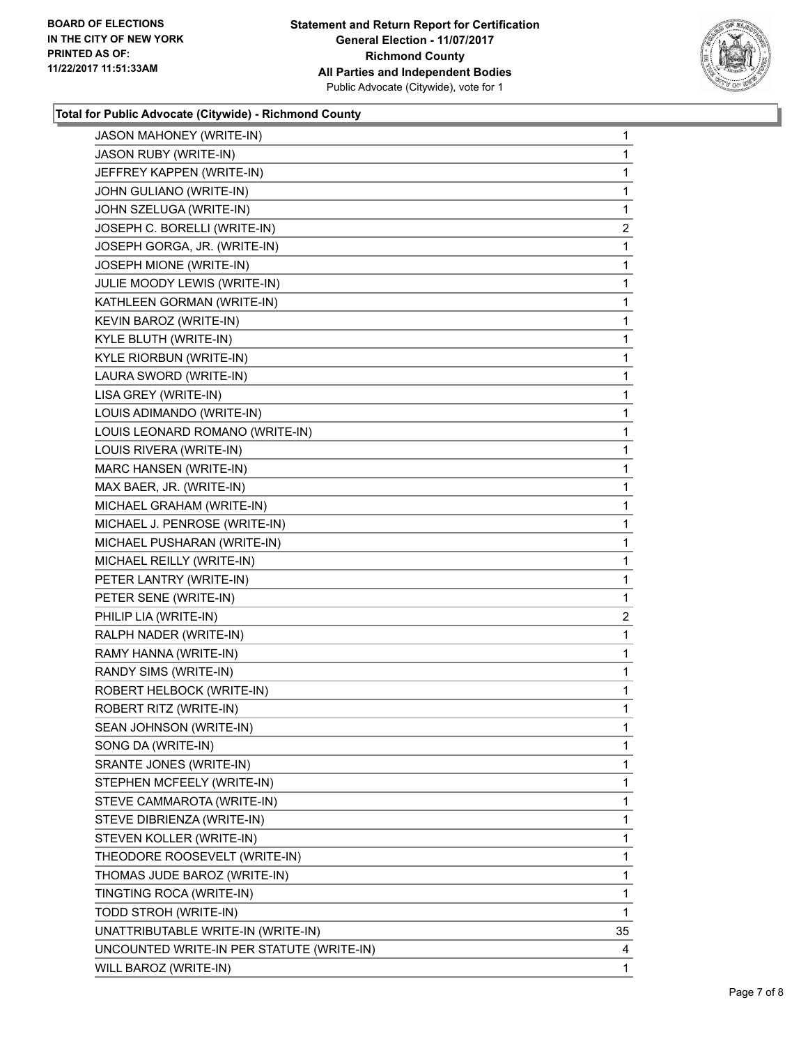**Total for Public Advocate (Citywide) - Richmond County**

| Candidate | Votes |
|---|---|
| JASON MAHONEY (WRITE-IN) | 1 |
| JASON RUBY (WRITE-IN) | 1 |
| JEFFREY KAPPEN (WRITE-IN) | 1 |
| JOHN GULIANO (WRITE-IN) | 1 |
| JOHN SZELUGA (WRITE-IN) | 1 |
| JOSEPH C. BORELLI (WRITE-IN) | 2 |
| JOSEPH GORGA, JR. (WRITE-IN) | 1 |
| JOSEPH MIONE (WRITE-IN) | 1 |
| JULIE MOODY LEWIS (WRITE-IN) | 1 |
| KATHLEEN GORMAN (WRITE-IN) | 1 |
| KEVIN BAROZ (WRITE-IN) | 1 |
| KYLE BLUTH (WRITE-IN) | 1 |
| KYLE RIORBUN (WRITE-IN) | 1 |
| LAURA SWORD (WRITE-IN) | 1 |
| LISA GREY (WRITE-IN) | 1 |
| LOUIS ADIMANDO (WRITE-IN) | 1 |
| LOUIS LEONARD ROMANO (WRITE-IN) | 1 |
| LOUIS RIVERA (WRITE-IN) | 1 |
| MARC HANSEN (WRITE-IN) | 1 |
| MAX BAER, JR. (WRITE-IN) | 1 |
| MICHAEL GRAHAM (WRITE-IN) | 1 |
| MICHAEL J. PENROSE (WRITE-IN) | 1 |
| MICHAEL PUSHARAN (WRITE-IN) | 1 |
| MICHAEL REILLY (WRITE-IN) | 1 |
| PETER LANTRY (WRITE-IN) | 1 |
| PETER SENE (WRITE-IN) | 1 |
| PHILIP LIA (WRITE-IN) | 2 |
| RALPH NADER (WRITE-IN) | 1 |
| RAMY HANNA (WRITE-IN) | 1 |
| RANDY SIMS (WRITE-IN) | 1 |
| ROBERT HELBOCK (WRITE-IN) | 1 |
| ROBERT RITZ (WRITE-IN) | 1 |
| SEAN JOHNSON (WRITE-IN) | 1 |
| SONG DA (WRITE-IN) | 1 |
| SRANTE JONES (WRITE-IN) | 1 |
| STEPHEN MCFEELY (WRITE-IN) | 1 |
| STEVE CAMMAROTA (WRITE-IN) | 1 |
| STEVE DIBRIENZA (WRITE-IN) | 1 |
| STEVEN KOLLER (WRITE-IN) | 1 |
| THEODORE ROOSEVELT (WRITE-IN) | 1 |
| THOMAS JUDE BAROZ (WRITE-IN) | 1 |
| TINGTING ROCA (WRITE-IN) | 1 |
| TODD STROH (WRITE-IN) | 1 |
| UNATTRIBUTABLE WRITE-IN (WRITE-IN) | 35 |
| UNCOUNTED WRITE-IN PER STATUTE (WRITE-IN) | 4 |
| WILL BAROZ (WRITE-IN) | 1 |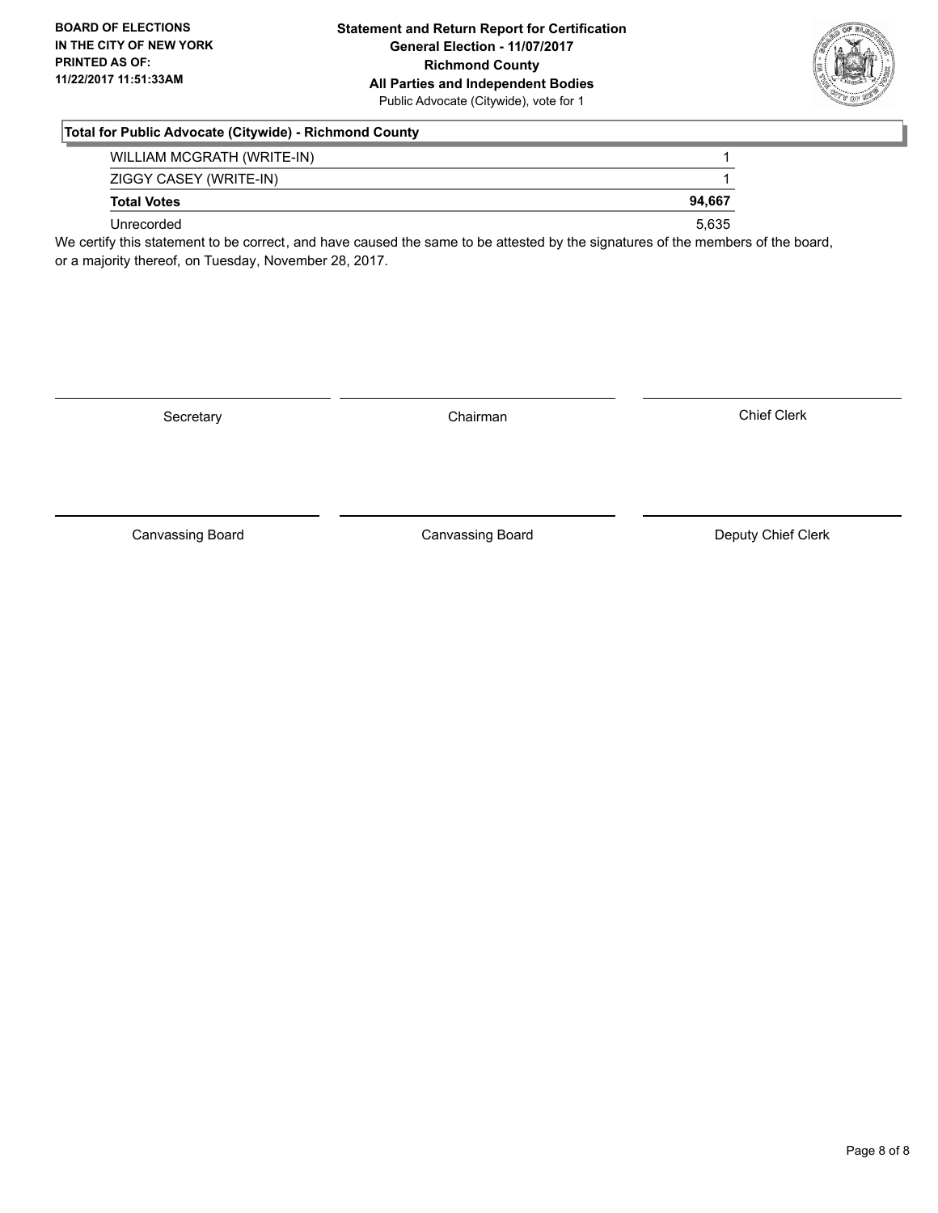**BOARD OF ELECTIONS IN THE CITY OF NEW YORK PRINTED AS OF: 11/22/2017 11:51:33AM**

**Statement and Return Report for Certification**
**General Election - 11/07/2017**
**Richmond County**
**All Parties and Independent Bodies**
Public Advocate (Citywide), vote for 1

**Total for Public Advocate (Citywide) - Richmond County**

| | |
|---|---|
| WILLIAM MCGRATH (WRITE-IN) | 1 |
| ZIGGY CASEY (WRITE-IN) | 1 |
| **Total Votes** | **94,667** |
| Unrecorded | 5,635 |

We certify this statement to be correct, and have caused the same to be attested by the signatures of the members of the board, or a majority thereof, on Tuesday, November 28, 2017.

Secretary

Chairman

Chief Clerk

Canvassing Board

Canvassing Board

Deputy Chief Clerk